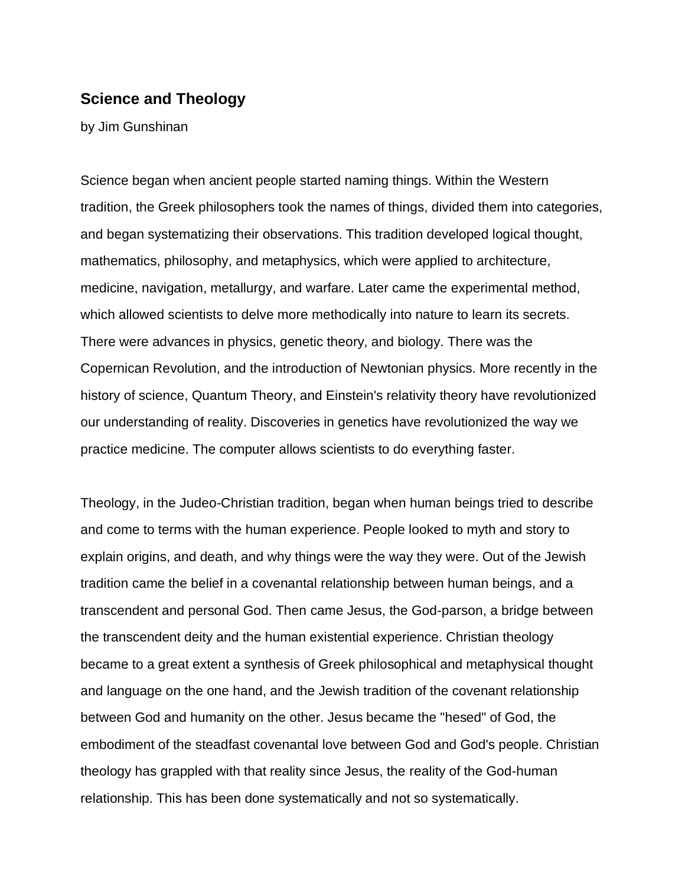## Science and Theology

by Jim Gunshinan

Science began when ancient people started naming things. Within the Western tradition, the Greek philosophers took the names of things, divided them into categories, and began systematizing their observations. This tradition developed logical thought, mathematics, philosophy, and metaphysics, which were applied to architecture, medicine, navigation, metallurgy, and warfare. Later came the experimental method, which allowed scientists to delve more methodically into nature to learn its secrets. There were advances in physics, genetic theory, and biology. There was the Copernican Revolution, and the introduction of Newtonian physics. More recently in the history of science, Quantum Theory, and Einstein's relativity theory have revolutionized our understanding of reality. Discoveries in genetics have revolutionized the way we practice medicine. The computer allows scientists to do everything faster.

Theology, in the Judeo-Christian tradition, began when human beings tried to describe and come to terms with the human experience. People looked to myth and story to explain origins, and death, and why things were the way they were. Out of the Jewish tradition came the belief in a covenantal relationship between human beings, and a transcendent and personal God. Then came Jesus, the God-parson, a bridge between the transcendent deity and the human existential experience. Christian theology became to a great extent a synthesis of Greek philosophical and metaphysical thought and language on the one hand, and the Jewish tradition of the covenant relationship between God and humanity on the other. Jesus became the "hesed" of God, the embodiment of the steadfast covenantal love between God and God's people. Christian theology has grappled with that reality since Jesus, the reality of the God-human relationship. This has been done systematically and not so systematically.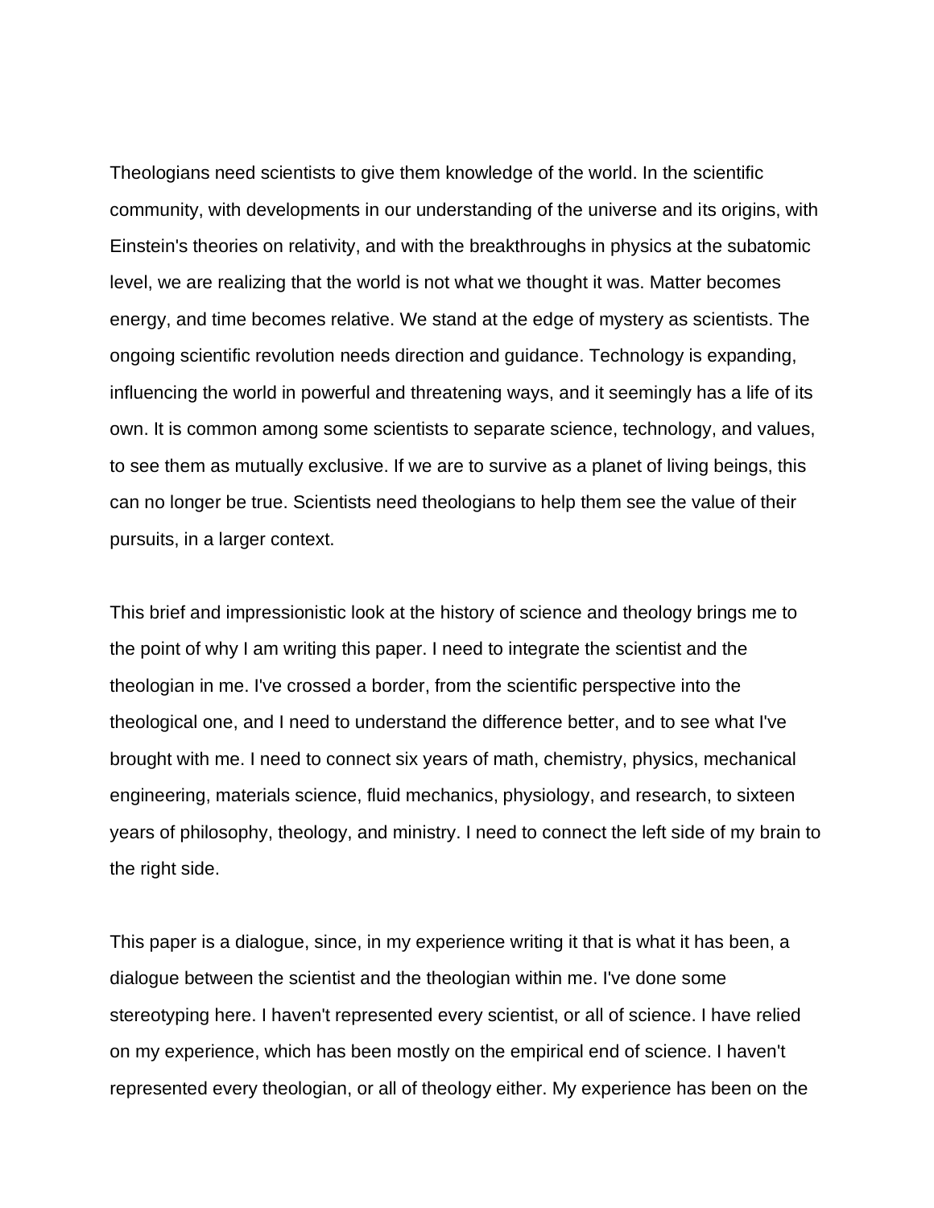Theologians need scientists to give them knowledge of the world. In the scientific community, with developments in our understanding of the universe and its origins, with Einstein's theories on relativity, and with the breakthroughs in physics at the subatomic level, we are realizing that the world is not what we thought it was. Matter becomes energy, and time becomes relative. We stand at the edge of mystery as scientists. The ongoing scientific revolution needs direction and guidance. Technology is expanding, influencing the world in powerful and threatening ways, and it seemingly has a life of its own. It is common among some scientists to separate science, technology, and values, to see them as mutually exclusive. If we are to survive as a planet of living beings, this can no longer be true. Scientists need theologians to help them see the value of their pursuits, in a larger context.

This brief and impressionistic look at the history of science and theology brings me to the point of why I am writing this paper. I need to integrate the scientist and the theologian in me. I've crossed a border, from the scientific perspective into the theological one, and I need to understand the difference better, and to see what I've brought with me. I need to connect six years of math, chemistry, physics, mechanical engineering, materials science, fluid mechanics, physiology, and research, to sixteen years of philosophy, theology, and ministry. I need to connect the left side of my brain to the right side.

This paper is a dialogue, since, in my experience writing it that is what it has been, a dialogue between the scientist and the theologian within me. I've done some stereotyping here. I haven't represented every scientist, or all of science. I have relied on my experience, which has been mostly on the empirical end of science. I haven't represented every theologian, or all of theology either. My experience has been on the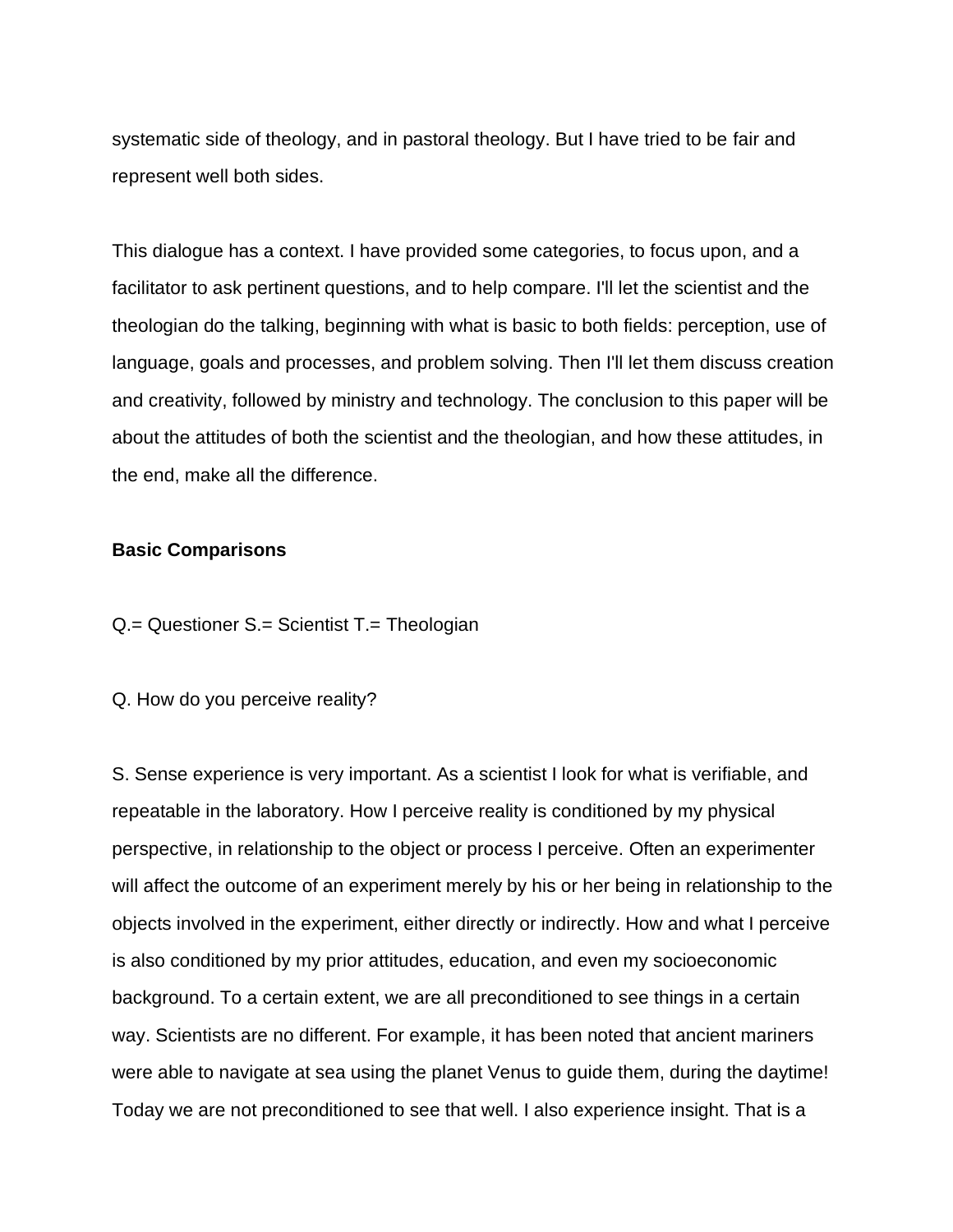systematic side of theology, and in pastoral theology. But I have tried to be fair and represent well both sides.

This dialogue has a context. I have provided some categories, to focus upon, and a facilitator to ask pertinent questions, and to help compare. I'll let the scientist and the theologian do the talking, beginning with what is basic to both fields: perception, use of language, goals and processes, and problem solving. Then I'll let them discuss creation and creativity, followed by ministry and technology. The conclusion to this paper will be about the attitudes of both the scientist and the theologian, and how these attitudes, in the end, make all the difference.

**Basic Comparisons**

Q.= Questioner S.= Scientist T.= Theologian

Q. How do you perceive reality?

S. Sense experience is very important. As a scientist I look for what is verifiable, and repeatable in the laboratory. How I perceive reality is conditioned by my physical perspective, in relationship to the object or process I perceive. Often an experimenter will affect the outcome of an experiment merely by his or her being in relationship to the objects involved in the experiment, either directly or indirectly. How and what I perceive is also conditioned by my prior attitudes, education, and even my socioeconomic background. To a certain extent, we are all preconditioned to see things in a certain way. Scientists are no different. For example, it has been noted that ancient mariners were able to navigate at sea using the planet Venus to guide them, during the daytime! Today we are not preconditioned to see that well. I also experience insight. That is a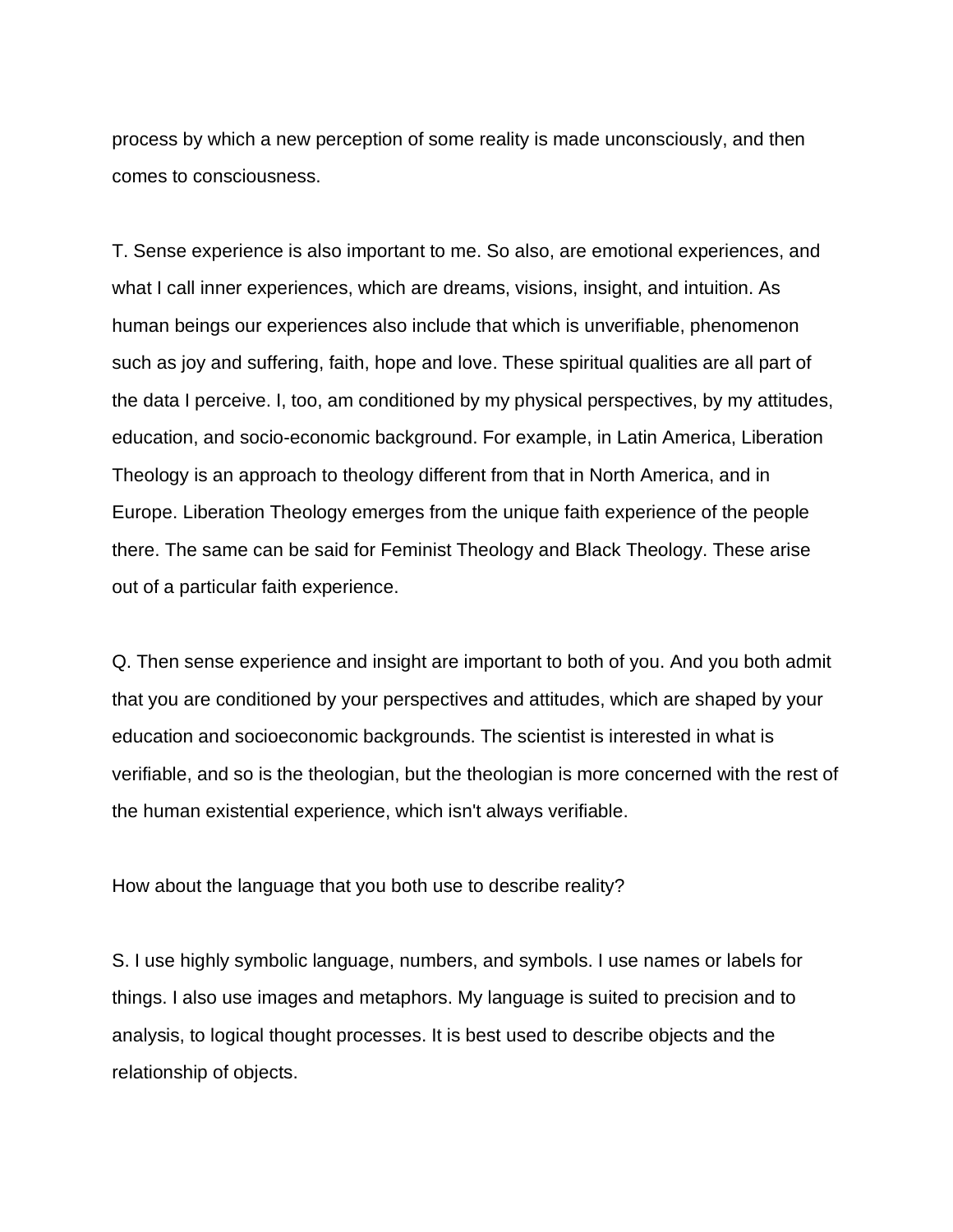process by which a new perception of some reality is made unconsciously, and then comes to consciousness.

T. Sense experience is also important to me. So also, are emotional experiences, and what I call inner experiences, which are dreams, visions, insight, and intuition. As human beings our experiences also include that which is unverifiable, phenomenon such as joy and suffering, faith, hope and love. These spiritual qualities are all part of the data I perceive. I, too, am conditioned by my physical perspectives, by my attitudes, education, and socio-economic background. For example, in Latin America, Liberation Theology is an approach to theology different from that in North America, and in Europe. Liberation Theology emerges from the unique faith experience of the people there. The same can be said for Feminist Theology and Black Theology. These arise out of a particular faith experience.

Q. Then sense experience and insight are important to both of you. And you both admit that you are conditioned by your perspectives and attitudes, which are shaped by your education and socioeconomic backgrounds. The scientist is interested in what is verifiable, and so is the theologian, but the theologian is more concerned with the rest of the human existential experience, which isn't always verifiable.

How about the language that you both use to describe reality?

S. I use highly symbolic language, numbers, and symbols. I use names or labels for things. I also use images and metaphors. My language is suited to precision and to analysis, to logical thought processes. It is best used to describe objects and the relationship of objects.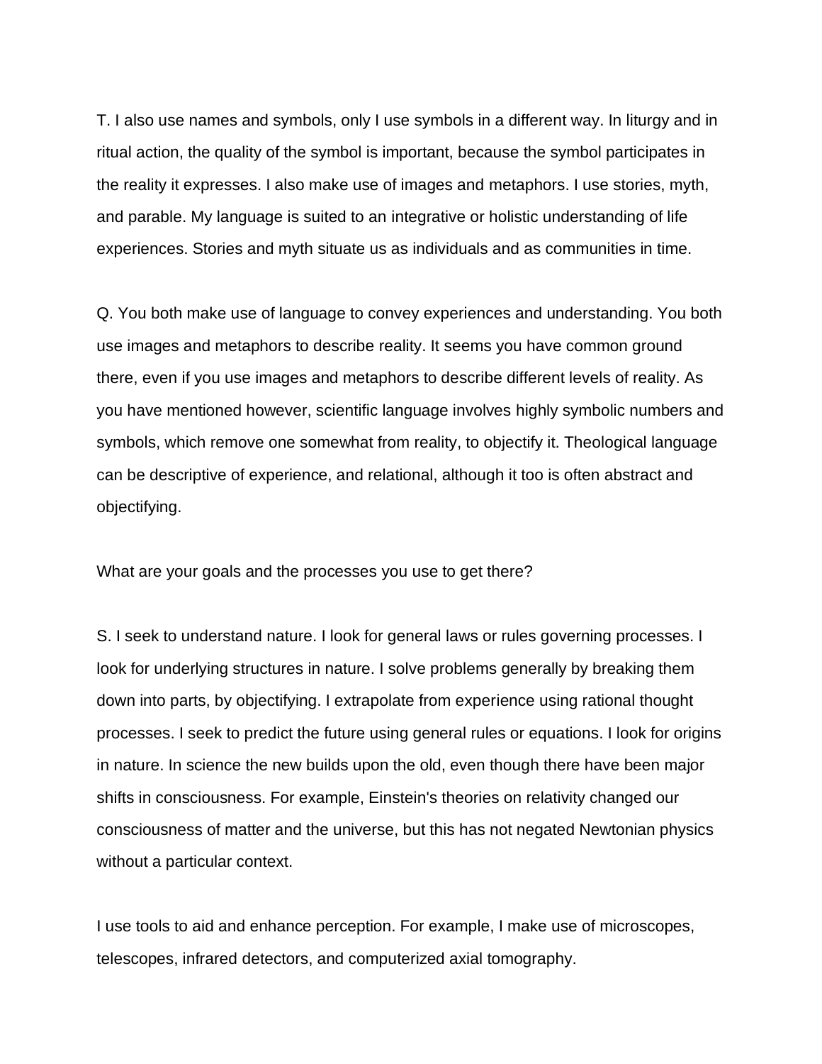T. I also use names and symbols, only I use symbols in a different way. In liturgy and in ritual action, the quality of the symbol is important, because the symbol participates in the reality it expresses. I also make use of images and metaphors. I use stories, myth, and parable. My language is suited to an integrative or holistic understanding of life experiences. Stories and myth situate us as individuals and as communities in time.

Q. You both make use of language to convey experiences and understanding. You both use images and metaphors to describe reality. It seems you have common ground there, even if you use images and metaphors to describe different levels of reality. As you have mentioned however, scientific language involves highly symbolic numbers and symbols, which remove one somewhat from reality, to objectify it. Theological language can be descriptive of experience, and relational, although it too is often abstract and objectifying.

What are your goals and the processes you use to get there?

S. I seek to understand nature. I look for general laws or rules governing processes. I look for underlying structures in nature. I solve problems generally by breaking them down into parts, by objectifying. I extrapolate from experience using rational thought processes. I seek to predict the future using general rules or equations. I look for origins in nature. In science the new builds upon the old, even though there have been major shifts in consciousness. For example, Einstein's theories on relativity changed our consciousness of matter and the universe, but this has not negated Newtonian physics without a particular context.

I use tools to aid and enhance perception. For example, I make use of microscopes, telescopes, infrared detectors, and computerized axial tomography.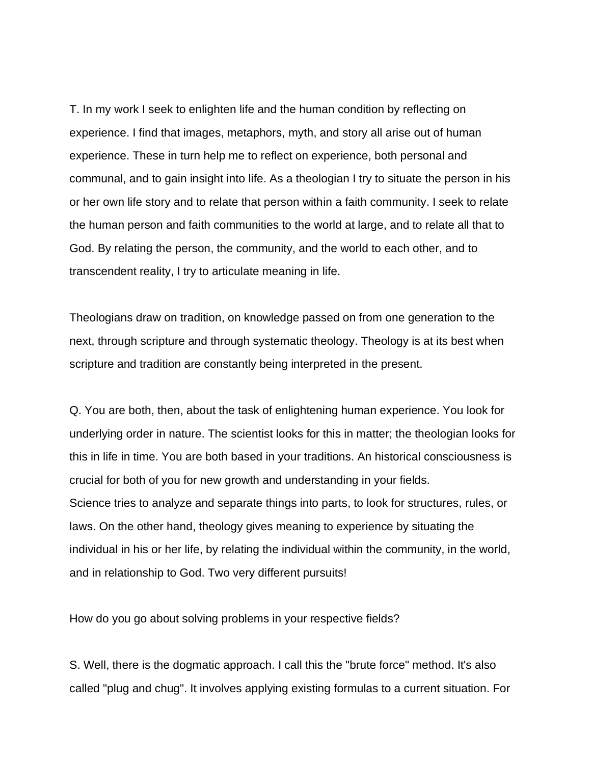T. In my work I seek to enlighten life and the human condition by reflecting on experience. I find that images, metaphors, myth, and story all arise out of human experience. These in turn help me to reflect on experience, both personal and communal, and to gain insight into life. As a theologian I try to situate the person in his or her own life story and to relate that person within a faith community. I seek to relate the human person and faith communities to the world at large, and to relate all that to God. By relating the person, the community, and the world to each other, and to transcendent reality, I try to articulate meaning in life.

Theologians draw on tradition, on knowledge passed on from one generation to the next, through scripture and through systematic theology. Theology is at its best when scripture and tradition are constantly being interpreted in the present.

Q. You are both, then, about the task of enlightening human experience. You look for underlying order in nature. The scientist looks for this in matter; the theologian looks for this in life in time. You are both based in your traditions. An historical consciousness is crucial for both of you for new growth and understanding in your fields.
Science tries to analyze and separate things into parts, to look for structures, rules, or laws. On the other hand, theology gives meaning to experience by situating the individual in his or her life, by relating the individual within the community, in the world, and in relationship to God. Two very different pursuits!

How do you go about solving problems in your respective fields?

S. Well, there is the dogmatic approach. I call this the "brute force" method. It's also called "plug and chug". It involves applying existing formulas to a current situation. For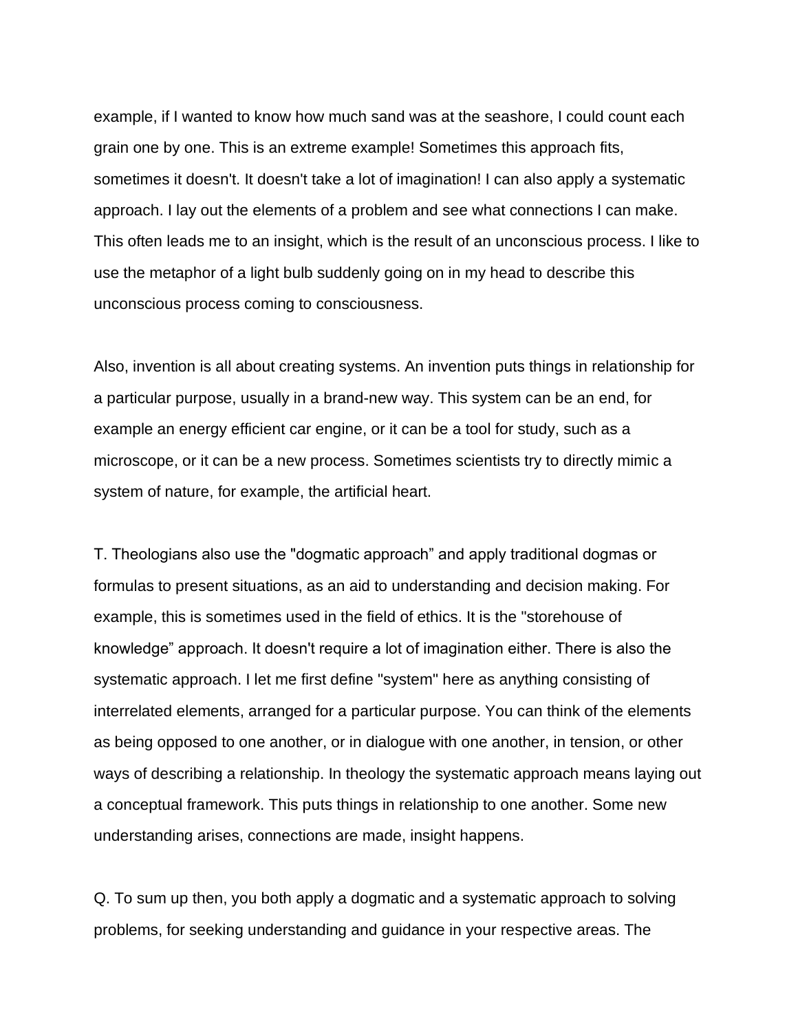example, if I wanted to know how much sand was at the seashore, I could count each grain one by one. This is an extreme example! Sometimes this approach fits, sometimes it doesn't. It doesn't take a lot of imagination! I can also apply a systematic approach. I lay out the elements of a problem and see what connections I can make. This often leads me to an insight, which is the result of an unconscious process. I like to use the metaphor of a light bulb suddenly going on in my head to describe this unconscious process coming to consciousness.

Also, invention is all about creating systems. An invention puts things in relationship for a particular purpose, usually in a brand-new way. This system can be an end, for example an energy efficient car engine, or it can be a tool for study, such as a microscope, or it can be a new process. Sometimes scientists try to directly mimic a system of nature, for example, the artificial heart.

T. Theologians also use the "dogmatic approach" and apply traditional dogmas or formulas to present situations, as an aid to understanding and decision making. For example, this is sometimes used in the field of ethics. It is the "storehouse of knowledge" approach. It doesn't require a lot of imagination either. There is also the systematic approach. I let me first define "system" here as anything consisting of interrelated elements, arranged for a particular purpose. You can think of the elements as being opposed to one another, or in dialogue with one another, in tension, or other ways of describing a relationship. In theology the systematic approach means laying out a conceptual framework. This puts things in relationship to one another. Some new understanding arises, connections are made, insight happens.

Q. To sum up then, you both apply a dogmatic and a systematic approach to solving problems, for seeking understanding and guidance in your respective areas. The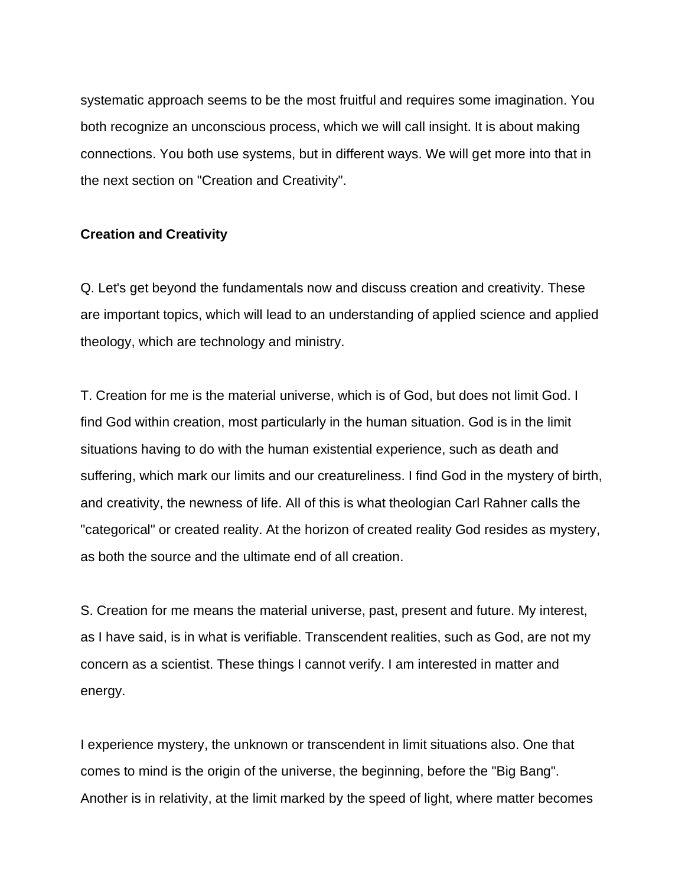systematic approach seems to be the most fruitful and requires some imagination. You both recognize an unconscious process, which we will call insight. It is about making connections. You both use systems, but in different ways. We will get more into that in the next section on "Creation and Creativity".

**Creation and Creativity**

Q. Let's get beyond the fundamentals now and discuss creation and creativity. These are important topics, which will lead to an understanding of applied science and applied theology, which are technology and ministry.

T. Creation for me is the material universe, which is of God, but does not limit God. I find God within creation, most particularly in the human situation. God is in the limit situations having to do with the human existential experience, such as death and suffering, which mark our limits and our creatureliness. I find God in the mystery of birth, and creativity, the newness of life. All of this is what theologian Carl Rahner calls the "categorical" or created reality. At the horizon of created reality God resides as mystery, as both the source and the ultimate end of all creation.

S. Creation for me means the material universe, past, present and future. My interest, as I have said, is in what is verifiable. Transcendent realities, such as God, are not my concern as a scientist. These things I cannot verify. I am interested in matter and energy.

I experience mystery, the unknown or transcendent in limit situations also. One that comes to mind is the origin of the universe, the beginning, before the "Big Bang". Another is in relativity, at the limit marked by the speed of light, where matter becomes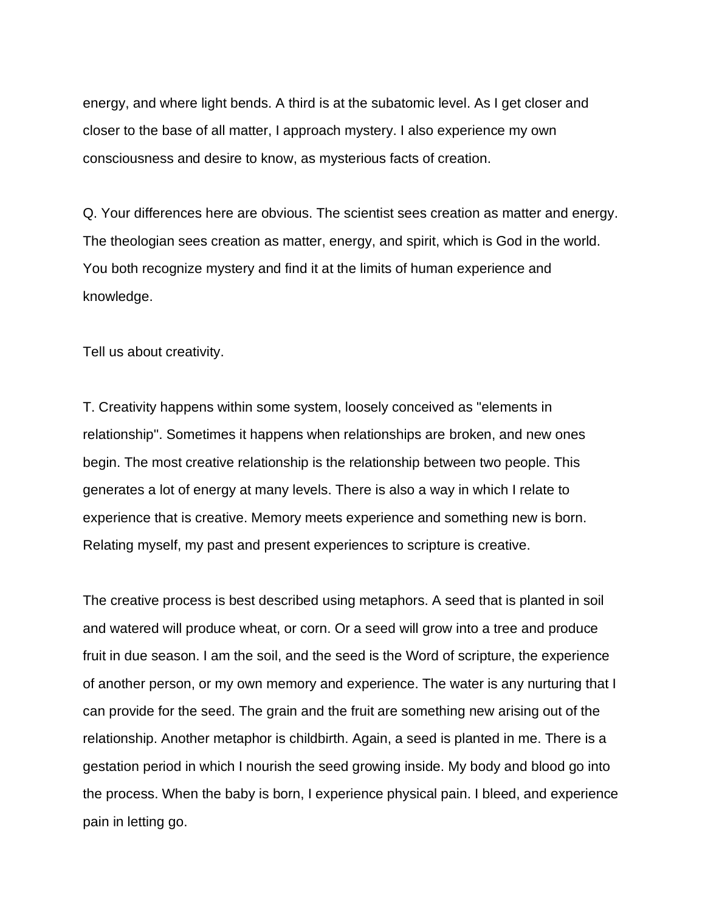energy, and where light bends. A third is at the subatomic level. As I get closer and closer to the base of all matter, I approach mystery. I also experience my own consciousness and desire to know, as mysterious facts of creation.

Q. Your differences here are obvious. The scientist sees creation as matter and energy. The theologian sees creation as matter, energy, and spirit, which is God in the world. You both recognize mystery and find it at the limits of human experience and knowledge.

Tell us about creativity.

T. Creativity happens within some system, loosely conceived as "elements in relationship". Sometimes it happens when relationships are broken, and new ones begin. The most creative relationship is the relationship between two people. This generates a lot of energy at many levels. There is also a way in which I relate to experience that is creative. Memory meets experience and something new is born. Relating myself, my past and present experiences to scripture is creative.

The creative process is best described using metaphors. A seed that is planted in soil and watered will produce wheat, or corn. Or a seed will grow into a tree and produce fruit in due season. I am the soil, and the seed is the Word of scripture, the experience of another person, or my own memory and experience. The water is any nurturing that I can provide for the seed. The grain and the fruit are something new arising out of the relationship. Another metaphor is childbirth. Again, a seed is planted in me. There is a gestation period in which I nourish the seed growing inside. My body and blood go into the process. When the baby is born, I experience physical pain. I bleed, and experience pain in letting go.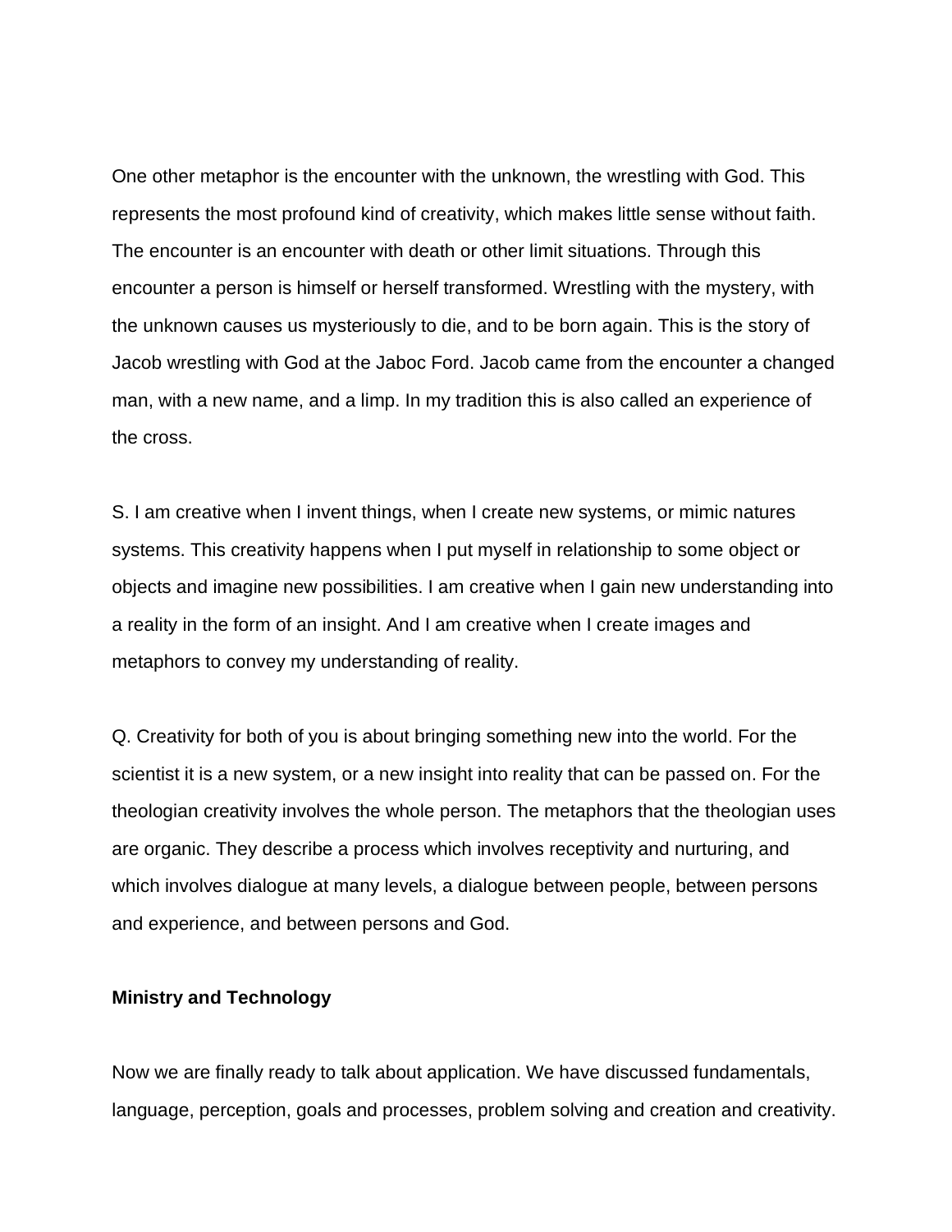One other metaphor is the encounter with the unknown, the wrestling with God. This represents the most profound kind of creativity, which makes little sense without faith. The encounter is an encounter with death or other limit situations. Through this encounter a person is himself or herself transformed. Wrestling with the mystery, with the unknown causes us mysteriously to die, and to be born again. This is the story of Jacob wrestling with God at the Jaboc Ford. Jacob came from the encounter a changed man, with a new name, and a limp. In my tradition this is also called an experience of the cross.

S. I am creative when I invent things, when I create new systems, or mimic natures systems. This creativity happens when I put myself in relationship to some object or objects and imagine new possibilities. I am creative when I gain new understanding into a reality in the form of an insight. And I am creative when I create images and metaphors to convey my understanding of reality.

Q. Creativity for both of you is about bringing something new into the world. For the scientist it is a new system, or a new insight into reality that can be passed on. For the theologian creativity involves the whole person. The metaphors that the theologian uses are organic. They describe a process which involves receptivity and nurturing, and which involves dialogue at many levels, a dialogue between people, between persons and experience, and between persons and God.

**Ministry and Technology**

Now we are finally ready to talk about application. We have discussed fundamentals, language, perception, goals and processes, problem solving and creation and creativity.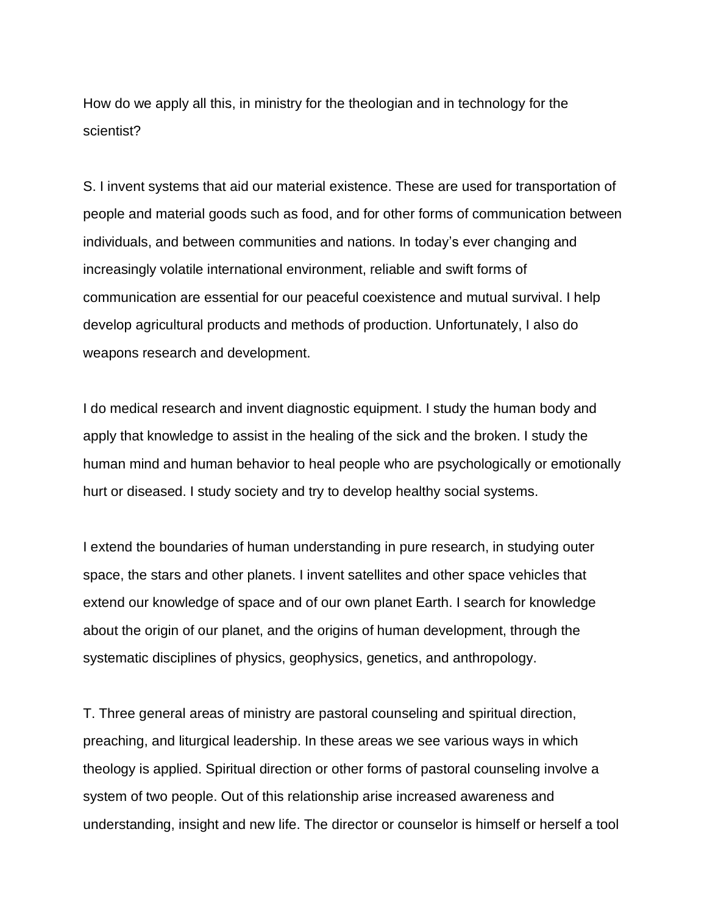How do we apply all this, in ministry for the theologian and in technology for the scientist?

S. I invent systems that aid our material existence. These are used for transportation of people and material goods such as food, and for other forms of communication between individuals, and between communities and nations. In today's ever changing and increasingly volatile international environment, reliable and swift forms of communication are essential for our peaceful coexistence and mutual survival. I help develop agricultural products and methods of production. Unfortunately, I also do weapons research and development.

I do medical research and invent diagnostic equipment. I study the human body and apply that knowledge to assist in the healing of the sick and the broken. I study the human mind and human behavior to heal people who are psychologically or emotionally hurt or diseased. I study society and try to develop healthy social systems.

I extend the boundaries of human understanding in pure research, in studying outer space, the stars and other planets. I invent satellites and other space vehicles that extend our knowledge of space and of our own planet Earth. I search for knowledge about the origin of our planet, and the origins of human development, through the systematic disciplines of physics, geophysics, genetics, and anthropology.

T. Three general areas of ministry are pastoral counseling and spiritual direction, preaching, and liturgical leadership. In these areas we see various ways in which theology is applied. Spiritual direction or other forms of pastoral counseling involve a system of two people. Out of this relationship arise increased awareness and understanding, insight and new life. The director or counselor is himself or herself a tool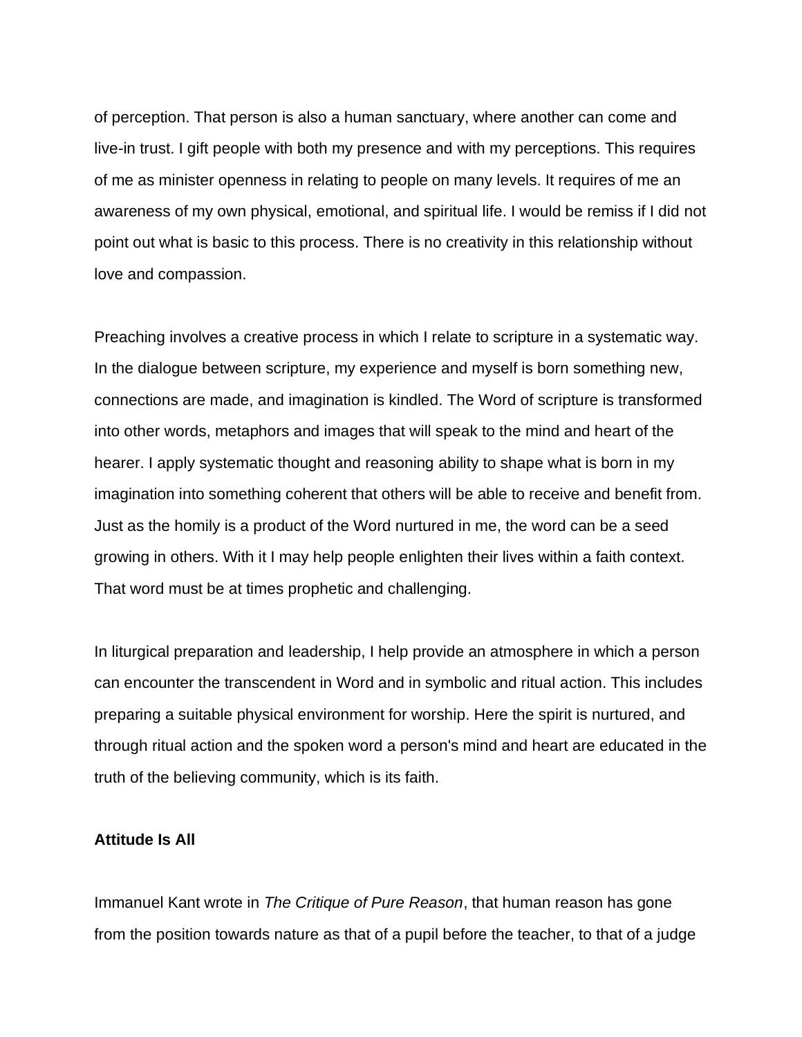of perception. That person is also a human sanctuary, where another can come and live-in trust. I gift people with both my presence and with my perceptions. This requires of me as minister openness in relating to people on many levels. It requires of me an awareness of my own physical, emotional, and spiritual life. I would be remiss if I did not point out what is basic to this process. There is no creativity in this relationship without love and compassion.

Preaching involves a creative process in which I relate to scripture in a systematic way. In the dialogue between scripture, my experience and myself is born something new, connections are made, and imagination is kindled. The Word of scripture is transformed into other words, metaphors and images that will speak to the mind and heart of the hearer. I apply systematic thought and reasoning ability to shape what is born in my imagination into something coherent that others will be able to receive and benefit from. Just as the homily is a product of the Word nurtured in me, the word can be a seed growing in others. With it I may help people enlighten their lives within a faith context. That word must be at times prophetic and challenging.

In liturgical preparation and leadership, I help provide an atmosphere in which a person can encounter the transcendent in Word and in symbolic and ritual action. This includes preparing a suitable physical environment for worship. Here the spirit is nurtured, and through ritual action and the spoken word a person's mind and heart are educated in the truth of the believing community, which is its faith.

**Attitude Is All**

Immanuel Kant wrote in *The Critique of Pure Reason*, that human reason has gone from the position towards nature as that of a pupil before the teacher, to that of a judge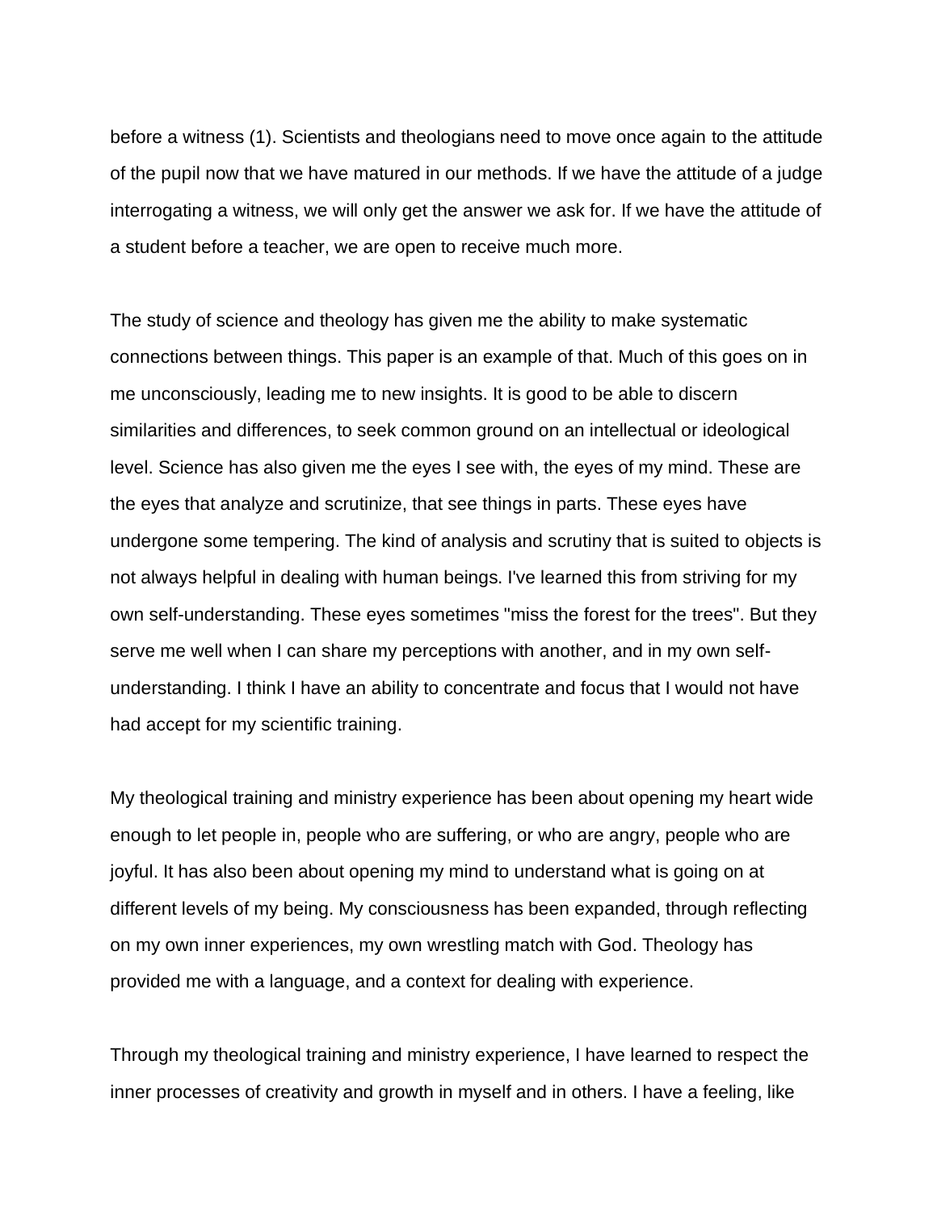before a witness (1). Scientists and theologians need to move once again to the attitude of the pupil now that we have matured in our methods. If we have the attitude of a judge interrogating a witness, we will only get the answer we ask for. If we have the attitude of a student before a teacher, we are open to receive much more.

The study of science and theology has given me the ability to make systematic connections between things. This paper is an example of that. Much of this goes on in me unconsciously, leading me to new insights. It is good to be able to discern similarities and differences, to seek common ground on an intellectual or ideological level. Science has also given me the eyes I see with, the eyes of my mind. These are the eyes that analyze and scrutinize, that see things in parts. These eyes have undergone some tempering. The kind of analysis and scrutiny that is suited to objects is not always helpful in dealing with human beings. I've learned this from striving for my own self-understanding. These eyes sometimes "miss the forest for the trees". But they serve me well when I can share my perceptions with another, and in my own self-understanding. I think I have an ability to concentrate and focus that I would not have had accept for my scientific training.

My theological training and ministry experience has been about opening my heart wide enough to let people in, people who are suffering, or who are angry, people who are joyful. It has also been about opening my mind to understand what is going on at different levels of my being. My consciousness has been expanded, through reflecting on my own inner experiences, my own wrestling match with God. Theology has provided me with a language, and a context for dealing with experience.

Through my theological training and ministry experience, I have learned to respect the inner processes of creativity and growth in myself and in others. I have a feeling, like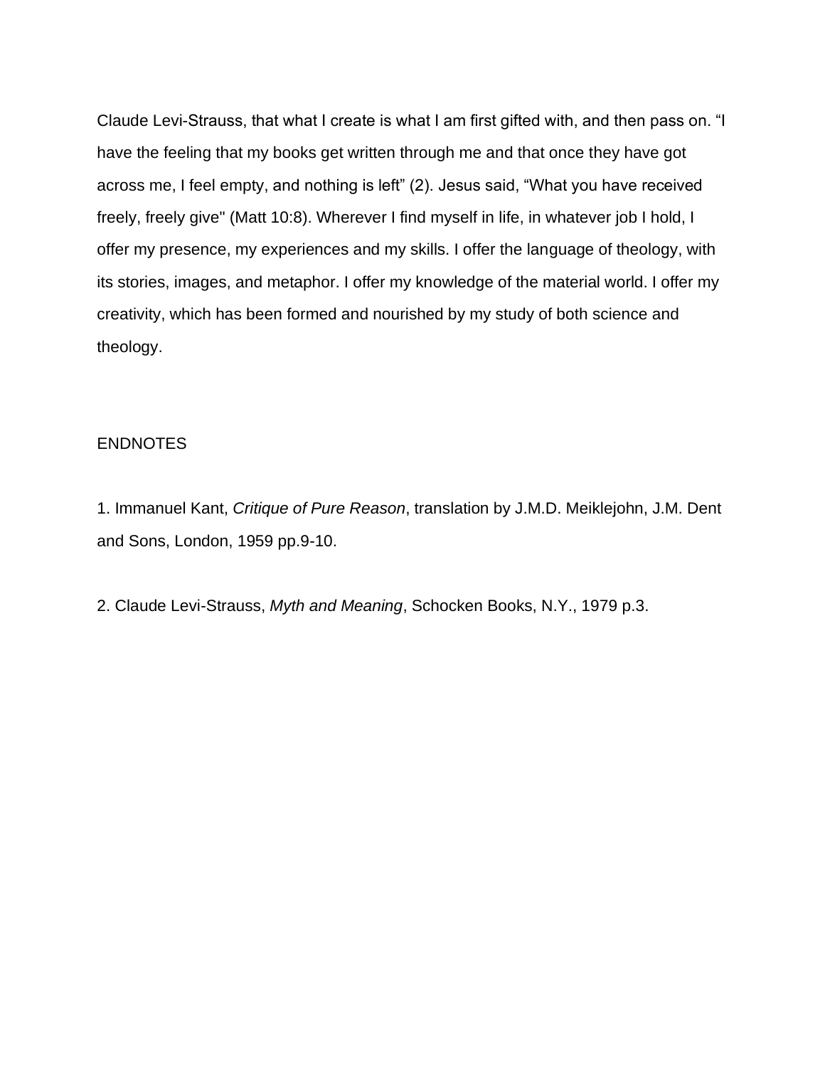Claude Levi-Strauss, that what I create is what I am first gifted with, and then pass on. “I have the feeling that my books get written through me and that once they have got across me, I feel empty, and nothing is left” (2). Jesus said, “What you have received freely, freely give" (Matt 10:8). Wherever I find myself in life, in whatever job I hold, I offer my presence, my experiences and my skills. I offer the language of theology, with its stories, images, and metaphor. I offer my knowledge of the material world. I offer my creativity, which has been formed and nourished by my study of both science and theology.

ENDNOTES

1. Immanuel Kant, *Critique of Pure Reason*, translation by J.M.D. Meiklejohn, J.M. Dent and Sons, London, 1959 pp.9-10.

2. Claude Levi-Strauss, *Myth and Meaning*, Schocken Books, N.Y., 1979 p.3.